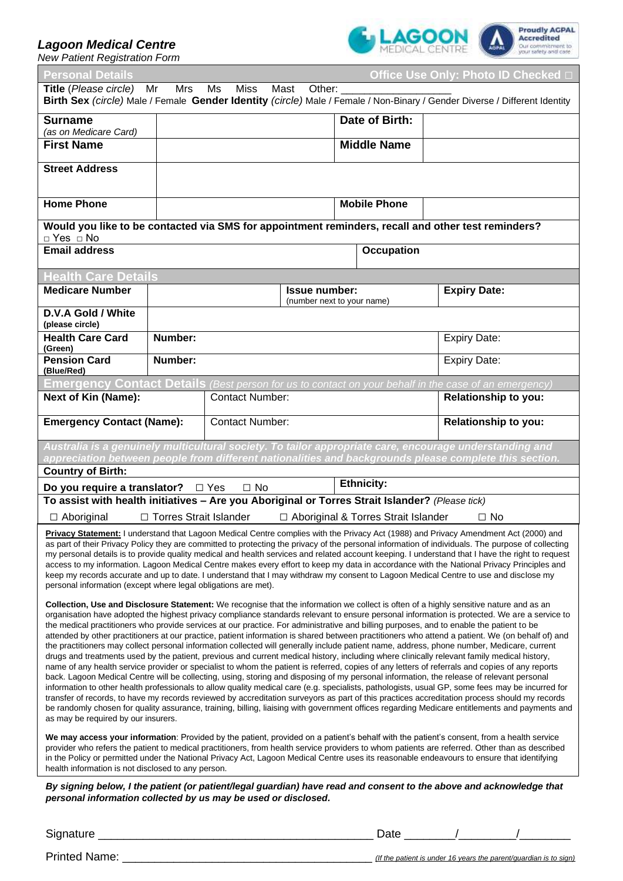*Lagoon Medical Centre*

*New Patient Registration Form*

| **Personal Details** | | | **Office Use Only: Photo ID Checked □** |
|---|---|---|---|
| **Title** *(Please circle)* Mr Mrs Ms Miss Mast Other: ______________ | | | |
| **Birth Sex** *(circle)* Male / Female **Gender Identity** *(circle)* Male / Female / Non-Binary / Gender Diverse / Different Identity | | | |
| **Surname** *(as on Medicare Card)* | | **Date of Birth:** | |
| **First Name** | | **Middle Name** | |
| **Street Address** | | | |
| **Home Phone** | | **Mobile Phone** | |
| **Would you like to be contacted via SMS for appointment reminders, recall and other test reminders?** □ Yes □ No | | | |
| **Email address** | | **Occupation** | |

| **Health Care Details** | | | |
|---|---|---|---|
| **Medicare Number** | | **Issue number:** (number next to your name) | **Expiry Date:** |
| **D.V.A Gold / White** (please circle) | | | |
| **Health Care Card** (Green) | **Number:** | | Expiry Date: |
| **Pension Card** (Blue/Red) | **Number:** | | Expiry Date: |

| **Emergency Contact Details** *(Best person for us to contact on your behalf in the case of an emergency)* | | |
|---|---|---|
| **Next of Kin (Name):** | Contact Number: | **Relationship to you:** |
| **Emergency Contact (Name):** | Contact Number: | **Relationship to you:** |

***Australia is a genuinely multicultural society. To tailor appropriate care, encourage understanding and appreciation between people from different nationalities and backgrounds please complete this section.***

| | |
|---|---|
| **Country of Birth:** | |
| **Do you require a translator?** □ Yes □ No | **Ethnicity:** |
| **To assist with health initiatives – Are you Aboriginal or Torres Strait Islander?** *(Please tick)* | |
| □ Aboriginal □ Torres Strait Islander □ Aboriginal & Torres Strait Islander □ No | |

**Privacy Statement:** I understand that Lagoon Medical Centre complies with the Privacy Act (1988) and Privacy Amendment Act (2000) and as part of their Privacy Policy they are committed to protecting the privacy of the personal information of individuals. The purpose of collecting my personal details is to provide quality medical and health services and related account keeping. I understand that I have the right to request access to my information. Lagoon Medical Centre makes every effort to keep my data in accordance with the National Privacy Principles and keep my records accurate and up to date. I understand that I may withdraw my consent to Lagoon Medical Centre to use and disclose my personal information (except where legal obligations are met).

**Collection, Use and Disclosure Statement:** We recognise that the information we collect is often of a highly sensitive nature and as an organisation have adopted the highest privacy compliance standards relevant to ensure personal information is protected. We are a service to the medical practitioners who provide services at our practice. For administrative and billing purposes, and to enable the patient to be attended by other practitioners at our practice, patient information is shared between practitioners who attend a patient. We (on behalf of) and the practitioners may collect personal information collected will generally include patient name, address, phone number, Medicare, current drugs and treatments used by the patient, previous and current medical history, including where clinically relevant family medical history, name of any health service provider or specialist to whom the patient is referred, copies of any letters of referrals and copies of any reports back. Lagoon Medical Centre will be collecting, using, storing and disposing of my personal information, the release of relevant personal information to other health professionals to allow quality medical care (e.g. specialists, pathologists, usual GP, some fees may be incurred for transfer of records, to have my records reviewed by accreditation surveyors as part of this practices accreditation process should my records be randomly chosen for quality assurance, training, billing, liaising with government offices regarding Medicare entitlements and payments and as may be required by our insurers.

**We may access your information**: Provided by the patient, provided on a patient's behalf with the patient's consent, from a health service provider who refers the patient to medical practitioners, from health service providers to whom patients are referred. Other than as described in the Policy or permitted under the National Privacy Act, Lagoon Medical Centre uses its reasonable endeavours to ensure that identifying health information is not disclosed to any person.

***By signing below, I the patient (or patient/legal guardian) have read and consent to the above and acknowledge that personal information collected by us may be used or disclosed.***

Signature ____________________________________________ Date ________/_________/________

Printed Name: ________________________________________ *(If the patient is under 16 years the parent/guardian is to sign)*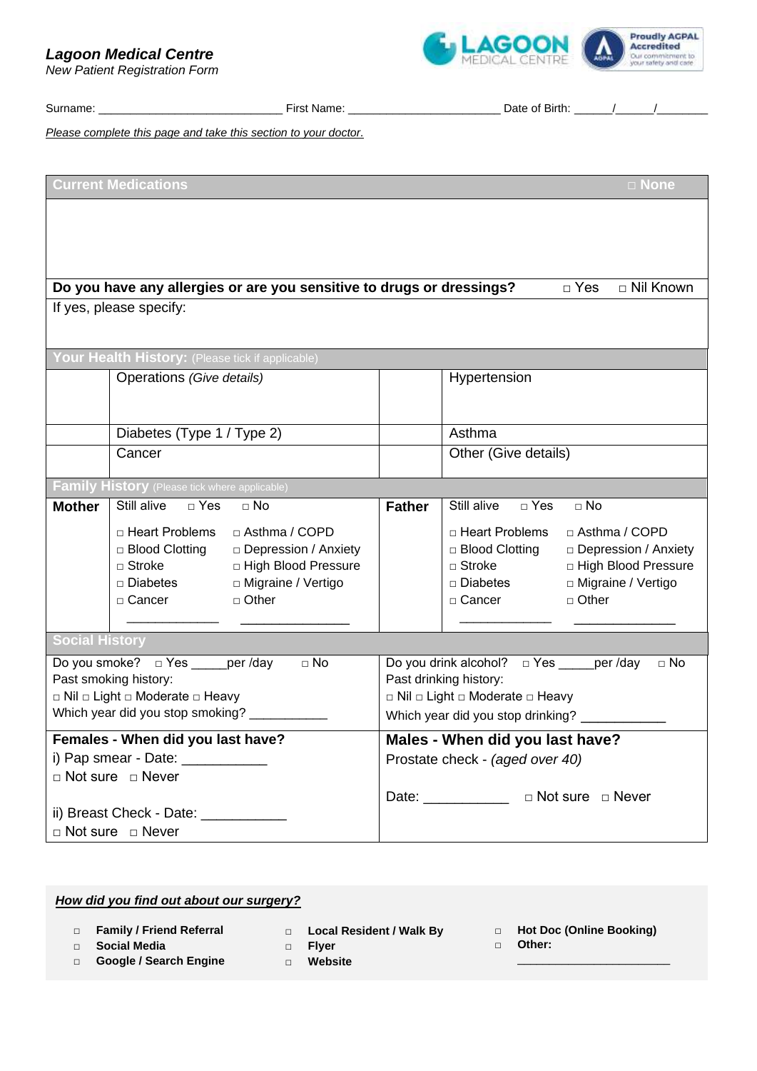## *Lagoon Medical Centre*

*New Patient Registration Form*

Surname: ____________________________ First Name: _______________________ Date of Birth: ______/______/________

*Please complete this page and take this section to your doctor.*

| Current Medications | | | □ None |
|---|---|---|---|
| | | | |
| **Do you have any allergies or are you sensitive to drugs or dressings?** | | | □ Yes □ Nil Known |
| If yes, please specify: | | | |
| **Your Health History:** (Please tick if applicable) | | | |
| | Operations *(Give details)* | | Hypertension |
| | Diabetes (Type 1 / Type 2) | | Asthma |
| | Cancer | | Other (Give details) |
| **Family History** (Please tick where applicable) | | | |
| **Mother** | Still alive □ Yes □ No<br>□ Heart Problems □ Asthma / COPD<br>□ Blood Clotting □ Depression / Anxiety<br>□ Stroke □ High Blood Pressure<br>□ Diabetes □ Migraine / Vertigo<br>□ Cancer □ Other<br>_____________ _______________ | **Father** | Still alive □ Yes □ No<br>□ Heart Problems □ Asthma / COPD<br>□ Blood Clotting □ Depression / Anxiety<br>□ Stroke □ High Blood Pressure<br>□ Diabetes □ Migraine / Vertigo<br>□ Cancer □ Other<br>_____________ ______________ |
| **Social History** | | | |
| Do you smoke? □ Yes _____per /day □ No<br>Past smoking history:<br>□ Nil □ Light □ Moderate □ Heavy<br>Which year did you stop smoking? ___________ | | Do you drink alcohol? □ Yes _____per /day □ No<br>Past drinking history:<br>□ Nil □ Light □ Moderate □ Heavy<br>Which year did you stop drinking? ___________ | |
| **Females - When did you last have?**<br>i) Pap smear - Date: ___________<br>□ Not sure □ Never<br>ii) Breast Check - Date: ___________<br>□ Not sure □ Never | | **Males - When did you last have?**<br>Prostate check - *(aged over 40)*<br>Date: ___________ □ Not sure □ Never | |

***How did you find out about our surgery?***

- □ **Family / Friend Referral**
- □ **Social Media**
- □ **Google / Search Engine**
- □ **Local Resident / Walk By**
- □ **Flyer**
- □ **Website**
- □ **Hot Doc (Online Booking)**
- □ **Other:** ________________________